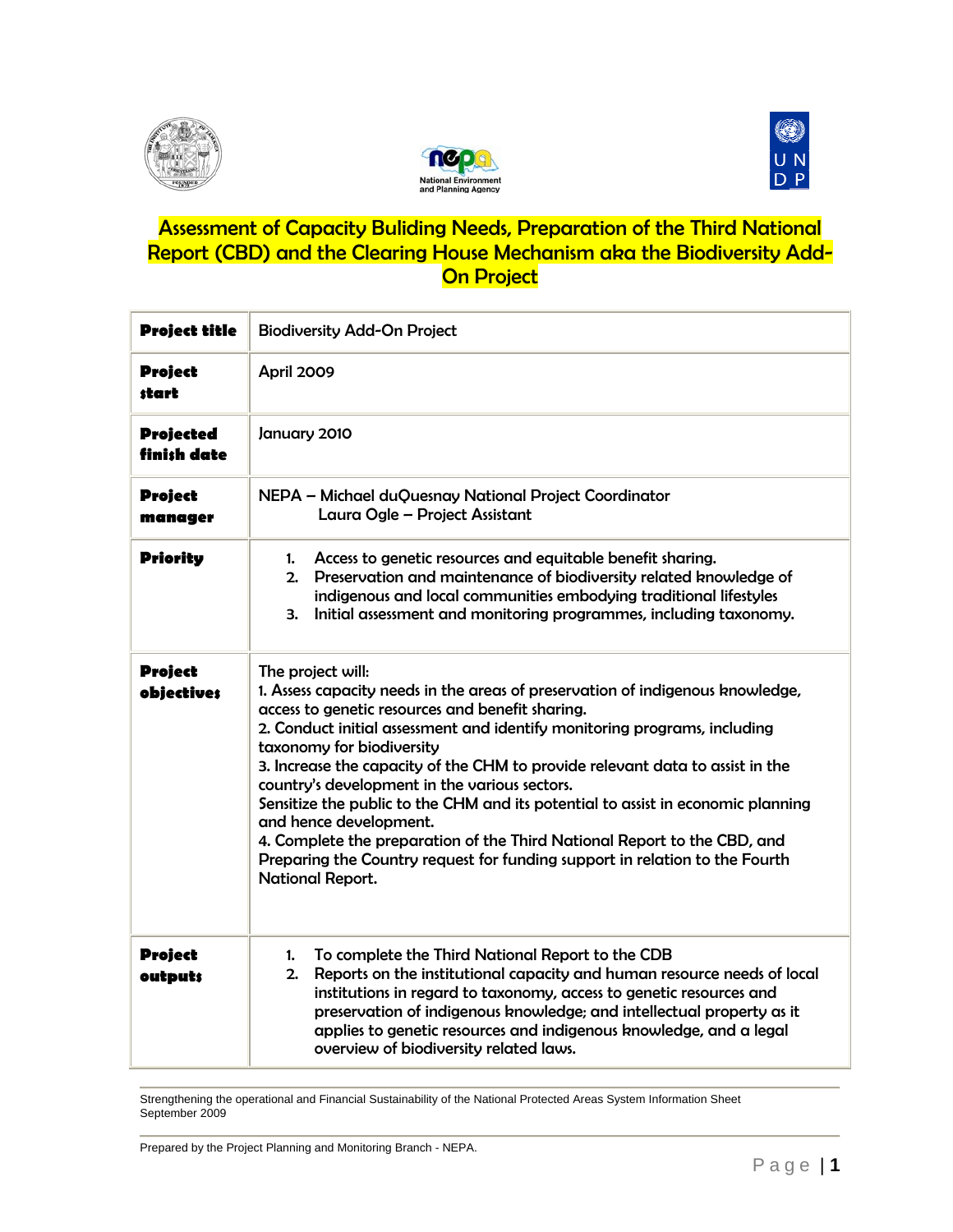# Assessment of Capacity Buliding Needs, Preparation of the Third National Report (CBD) and the Clearing House Mechanism aka the Biodiversity Add-On Project

| | |
|---|---|
| **Project title** | Biodiversity Add-On Project |
| **Project start** | April 2009 |
| **Projected finish date** | January 2010 |
| **Project manager** | NEPA – Michael duQuesnay National Project Coordinator<br>Laura Ogle – Project Assistant |
| **Priority** | 1. Access to genetic resources and equitable benefit sharing.<br>2. Preservation and maintenance of biodiversity related knowledge of indigenous and local communities embodying traditional lifestyles<br>3. Initial assessment and monitoring programmes, including taxonomy. |
| **Project objectives** | The project will:<br>1. Assess capacity needs in the areas of preservation of indigenous knowledge, access to genetic resources and benefit sharing.<br>2. Conduct initial assessment and identify monitoring programs, including taxonomy for biodiversity<br>3. Increase the capacity of the CHM to provide relevant data to assist in the country's development in the various sectors.<br>Sensitize the public to the CHM and its potential to assist in economic planning and hence development.<br>4. Complete the preparation of the Third National Report to the CBD, and Preparing the Country request for funding support in relation to the Fourth National Report. |
| **Project outputs** | 1. To complete the Third National Report to the CDB<br>2. Reports on the institutional capacity and human resource needs of local institutions in regard to taxonomy, access to genetic resources and preservation of indigenous knowledge; and intellectual property as it applies to genetic resources and indigenous knowledge, and a legal overview of biodiversity related laws. |

Strengthening the operational and Financial Sustainability of the National Protected Areas System Information Sheet
September 2009

Prepared by the Project Planning and Monitoring Branch - NEPA.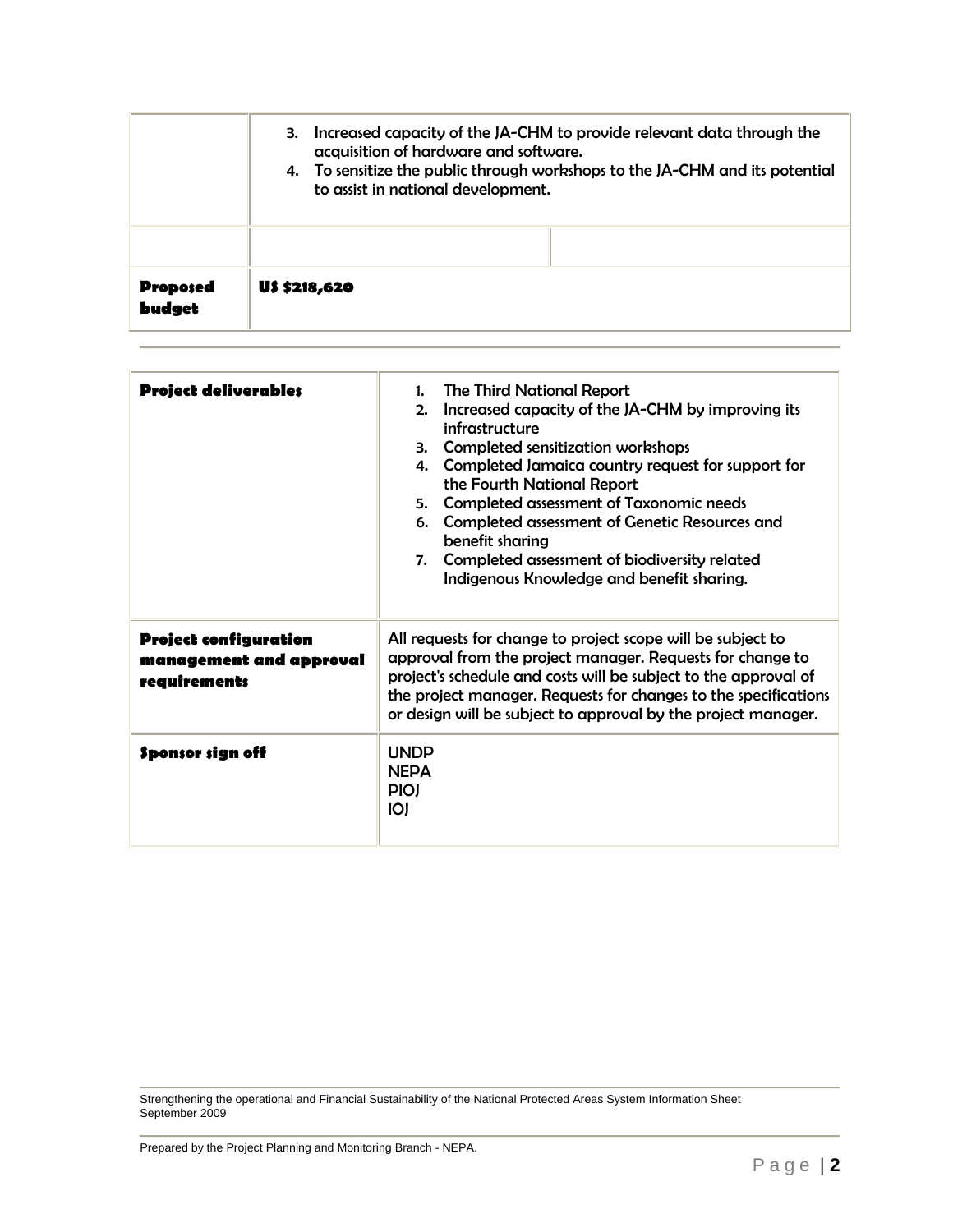| | | |
|---|---|---|
| | 3. Increased capacity of the JA-CHM to provide relevant data through the acquisition of hardware and software.<br>4. To sensitize the public through workshops to the JA-CHM and its potential to assist in national development. | |
| | | |
| **Proposed budget** | **US $218,620** | |

| | |
|---|---|
| **Project deliverables** | 1. The Third National Report<br>2. Increased capacity of the JA-CHM by improving its infrastructure<br>3. Completed sensitization workshops<br>4. Completed Jamaica country request for support for the Fourth National Report<br>5. Completed assessment of Taxonomic needs<br>6. Completed assessment of Genetic Resources and benefit sharing<br>7. Completed assessment of biodiversity related Indigenous Knowledge and benefit sharing. |
| **Project configuration management and approval requirements** | All requests for change to project scope will be subject to approval from the project manager. Requests for change to project's schedule and costs will be subject to the approval of the project manager. Requests for changes to the specifications or design will be subject to approval by the project manager. |
| **Sponsor sign off** | UNDP<br>NEPA<br>PIOJ<br>IOJ |